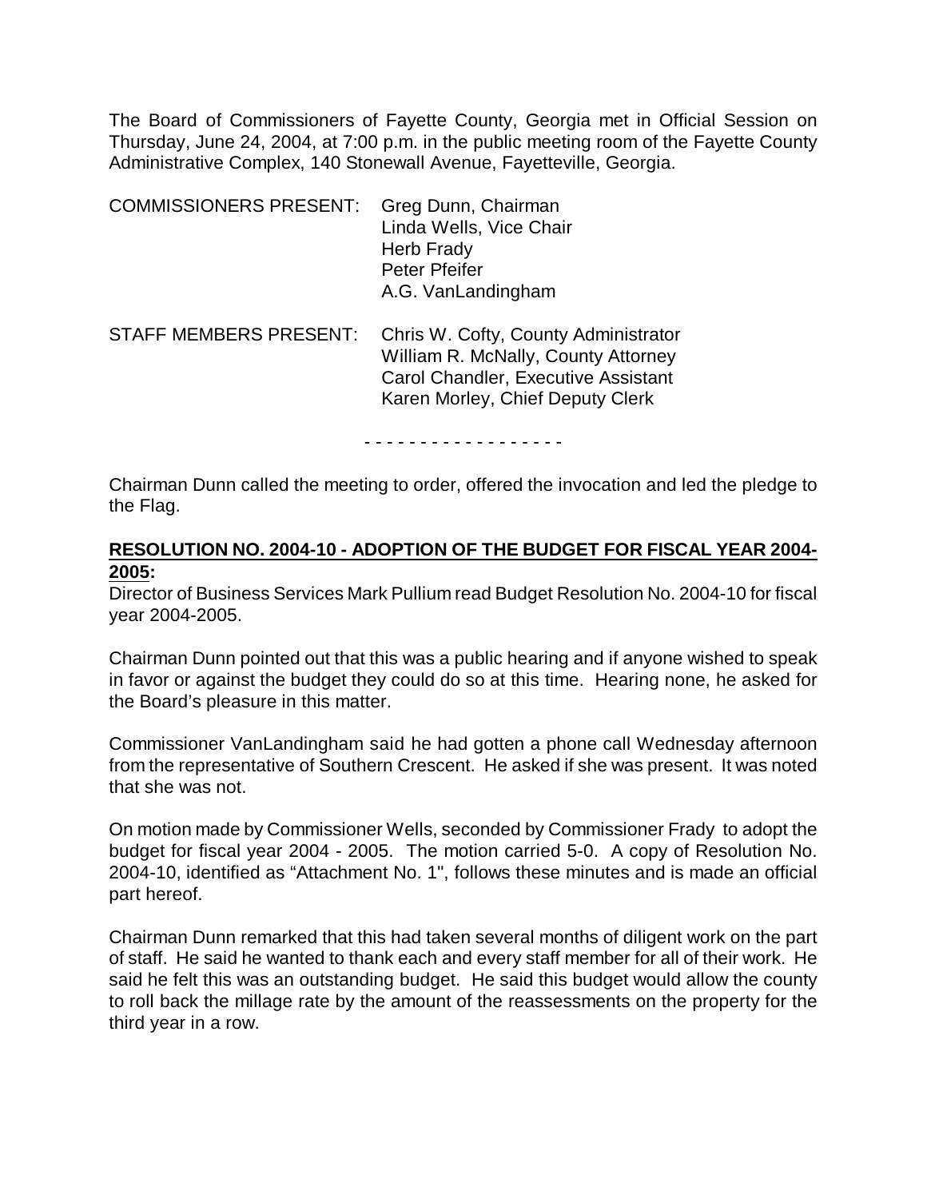The Board of Commissioners of Fayette County, Georgia met in Official Session on Thursday, June 24, 2004, at 7:00 p.m. in the public meeting room of the Fayette County Administrative Complex, 140 Stonewall Avenue, Fayetteville, Georgia.

COMMISSIONERS PRESENT: Greg Dunn, Chairman
Linda Wells, Vice Chair
Herb Frady
Peter Pfeifer
A.G. VanLandingham

STAFF MEMBERS PRESENT: Chris W. Cofty, County Administrator
William R. McNally, County Attorney
Carol Chandler, Executive Assistant
Karen Morley, Chief Deputy Clerk

- - - - - - - - - - - - - - - - - -

Chairman Dunn called the meeting to order, offered the invocation and led the pledge to the Flag.

**RESOLUTION NO. 2004-10 - ADOPTION OF THE BUDGET FOR FISCAL YEAR 2004-2005:**

Director of Business Services Mark Pullium read Budget Resolution No. 2004-10 for fiscal year 2004-2005.

Chairman Dunn pointed out that this was a public hearing and if anyone wished to speak in favor or against the budget they could do so at this time. Hearing none, he asked for the Board's pleasure in this matter.

Commissioner VanLandingham said he had gotten a phone call Wednesday afternoon from the representative of Southern Crescent. He asked if she was present. It was noted that she was not.

On motion made by Commissioner Wells, seconded by Commissioner Frady to adopt the budget for fiscal year 2004 - 2005. The motion carried 5-0. A copy of Resolution No. 2004-10, identified as "Attachment No. 1", follows these minutes and is made an official part hereof.

Chairman Dunn remarked that this had taken several months of diligent work on the part of staff. He said he wanted to thank each and every staff member for all of their work. He said he felt this was an outstanding budget. He said this budget would allow the county to roll back the millage rate by the amount of the reassessments on the property for the third year in a row.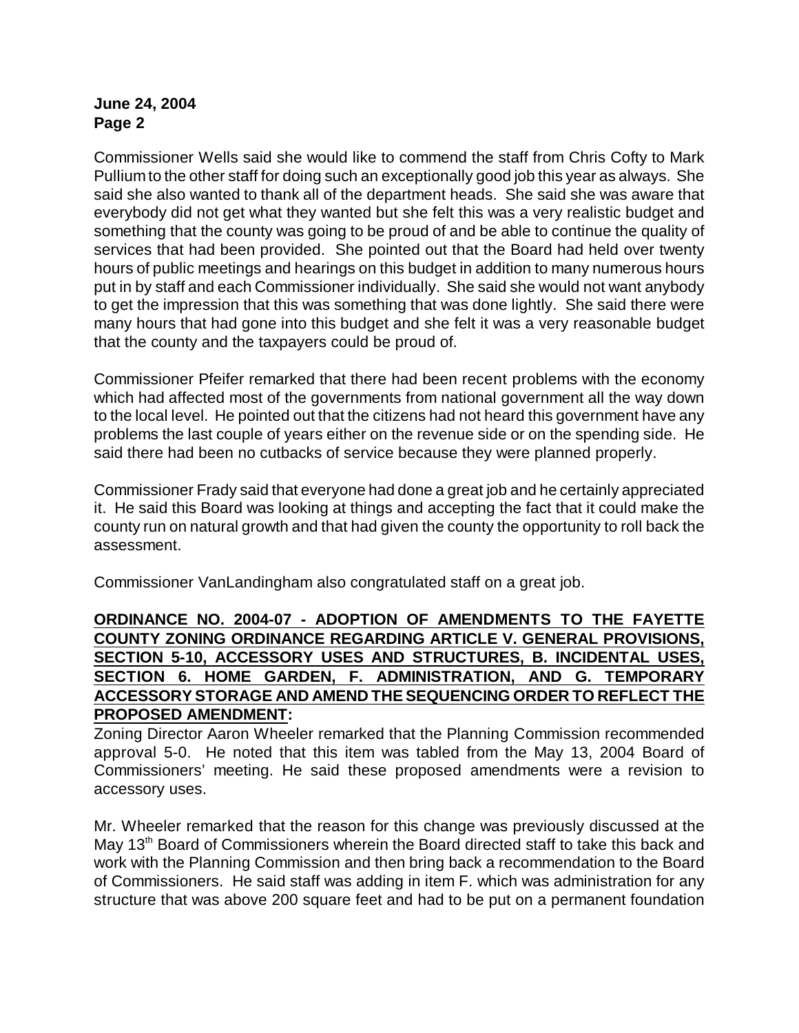Commissioner Wells said she would like to commend the staff from Chris Cofty to Mark Pullium to the other staff for doing such an exceptionally good job this year as always. She said she also wanted to thank all of the department heads. She said she was aware that everybody did not get what they wanted but she felt this was a very realistic budget and something that the county was going to be proud of and be able to continue the quality of services that had been provided. She pointed out that the Board had held over twenty hours of public meetings and hearings on this budget in addition to many numerous hours put in by staff and each Commissioner individually. She said she would not want anybody to get the impression that this was something that was done lightly. She said there were many hours that had gone into this budget and she felt it was a very reasonable budget that the county and the taxpayers could be proud of.

Commissioner Pfeifer remarked that there had been recent problems with the economy which had affected most of the governments from national government all the way down to the local level. He pointed out that the citizens had not heard this government have any problems the last couple of years either on the revenue side or on the spending side. He said there had been no cutbacks of service because they were planned properly.

Commissioner Frady said that everyone had done a great job and he certainly appreciated it. He said this Board was looking at things and accepting the fact that it could make the county run on natural growth and that had given the county the opportunity to roll back the assessment.

Commissioner VanLandingham also congratulated staff on a great job.

**ORDINANCE NO. 2004-07 - ADOPTION OF AMENDMENTS TO THE FAYETTE COUNTY ZONING ORDINANCE REGARDING ARTICLE V. GENERAL PROVISIONS, SECTION 5-10, ACCESSORY USES AND STRUCTURES, B. INCIDENTAL USES, SECTION 6. HOME GARDEN, F. ADMINISTRATION, AND G. TEMPORARY ACCESSORY STORAGE AND AMEND THE SEQUENCING ORDER TO REFLECT THE PROPOSED AMENDMENT:**

Zoning Director Aaron Wheeler remarked that the Planning Commission recommended approval 5-0. He noted that this item was tabled from the May 13, 2004 Board of Commissioners' meeting. He said these proposed amendments were a revision to accessory uses.

Mr. Wheeler remarked that the reason for this change was previously discussed at the May 13th Board of Commissioners wherein the Board directed staff to take this back and work with the Planning Commission and then bring back a recommendation to the Board of Commissioners. He said staff was adding in item F. which was administration for any structure that was above 200 square feet and had to be put on a permanent foundation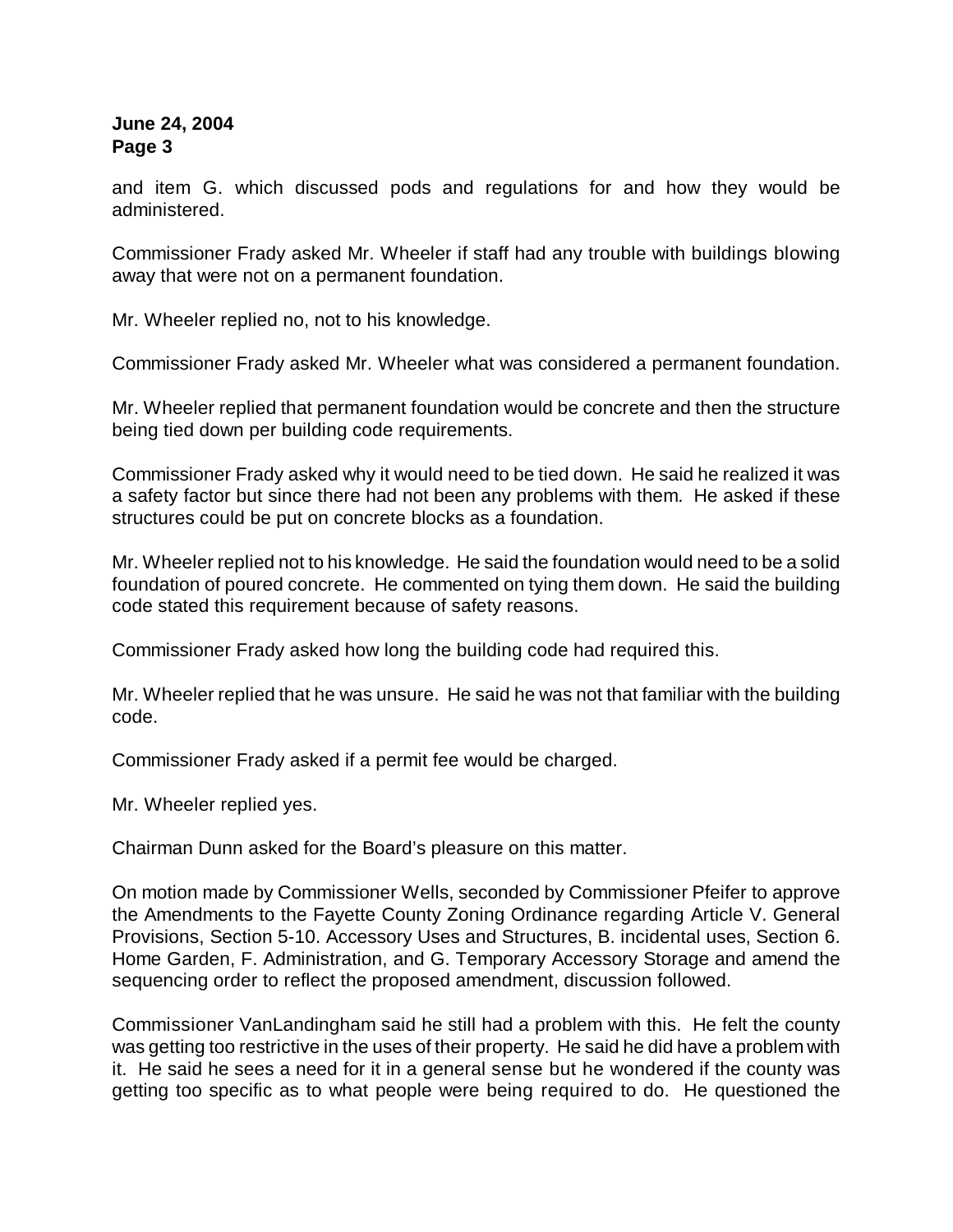and item G. which discussed pods and regulations for and how they would be administered.

Commissioner Frady asked Mr. Wheeler if staff had any trouble with buildings blowing away that were not on a permanent foundation.

Mr. Wheeler replied no, not to his knowledge.

Commissioner Frady asked Mr. Wheeler what was considered a permanent foundation.

Mr. Wheeler replied that permanent foundation would be concrete and then the structure being tied down per building code requirements.

Commissioner Frady asked why it would need to be tied down. He said he realized it was a safety factor but since there had not been any problems with them. He asked if these structures could be put on concrete blocks as a foundation.

Mr. Wheeler replied not to his knowledge. He said the foundation would need to be a solid foundation of poured concrete. He commented on tying them down. He said the building code stated this requirement because of safety reasons.

Commissioner Frady asked how long the building code had required this.

Mr. Wheeler replied that he was unsure. He said he was not that familiar with the building code.

Commissioner Frady asked if a permit fee would be charged.

Mr. Wheeler replied yes.

Chairman Dunn asked for the Board's pleasure on this matter.

On motion made by Commissioner Wells, seconded by Commissioner Pfeifer to approve the Amendments to the Fayette County Zoning Ordinance regarding Article V. General Provisions, Section 5-10. Accessory Uses and Structures, B. incidental uses, Section 6. Home Garden, F. Administration, and G. Temporary Accessory Storage and amend the sequencing order to reflect the proposed amendment, discussion followed.

Commissioner VanLandingham said he still had a problem with this. He felt the county was getting too restrictive in the uses of their property. He said he did have a problem with it. He said he sees a need for it in a general sense but he wondered if the county was getting too specific as to what people were being required to do. He questioned the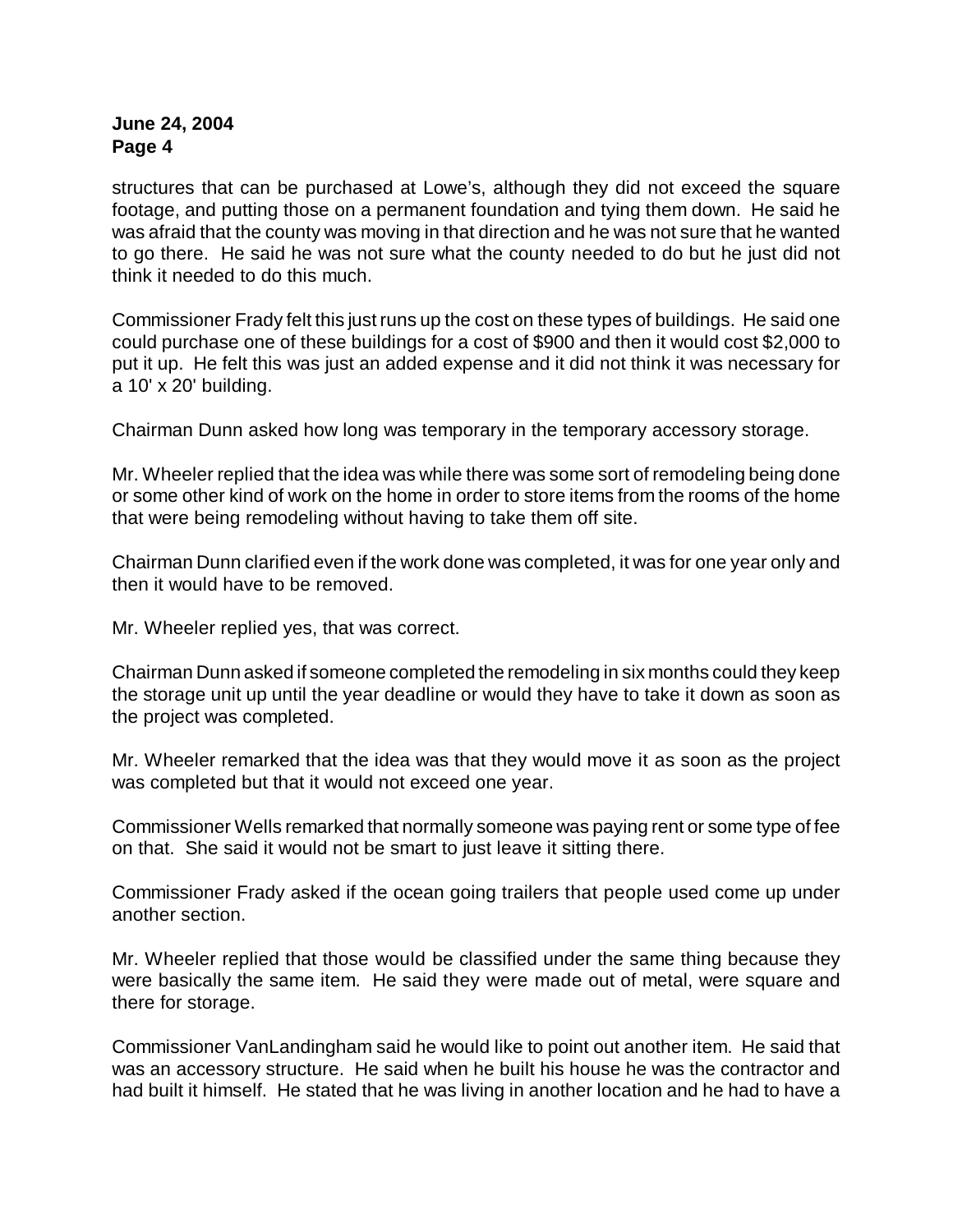structures that can be purchased at Lowe's, although they did not exceed the square footage, and putting those on a permanent foundation and tying them down. He said he was afraid that the county was moving in that direction and he was not sure that he wanted to go there. He said he was not sure what the county needed to do but he just did not think it needed to do this much.

Commissioner Frady felt this just runs up the cost on these types of buildings. He said one could purchase one of these buildings for a cost of $900 and then it would cost $2,000 to put it up. He felt this was just an added expense and it did not think it was necessary for a 10' x 20' building.

Chairman Dunn asked how long was temporary in the temporary accessory storage.

Mr. Wheeler replied that the idea was while there was some sort of remodeling being done or some other kind of work on the home in order to store items from the rooms of the home that were being remodeling without having to take them off site.

Chairman Dunn clarified even if the work done was completed, it was for one year only and then it would have to be removed.

Mr. Wheeler replied yes, that was correct.

Chairman Dunn asked if someone completed the remodeling in six months could they keep the storage unit up until the year deadline or would they have to take it down as soon as the project was completed.

Mr. Wheeler remarked that the idea was that they would move it as soon as the project was completed but that it would not exceed one year.

Commissioner Wells remarked that normally someone was paying rent or some type of fee on that. She said it would not be smart to just leave it sitting there.

Commissioner Frady asked if the ocean going trailers that people used come up under another section.

Mr. Wheeler replied that those would be classified under the same thing because they were basically the same item. He said they were made out of metal, were square and there for storage.

Commissioner VanLandingham said he would like to point out another item. He said that was an accessory structure. He said when he built his house he was the contractor and had built it himself. He stated that he was living in another location and he had to have a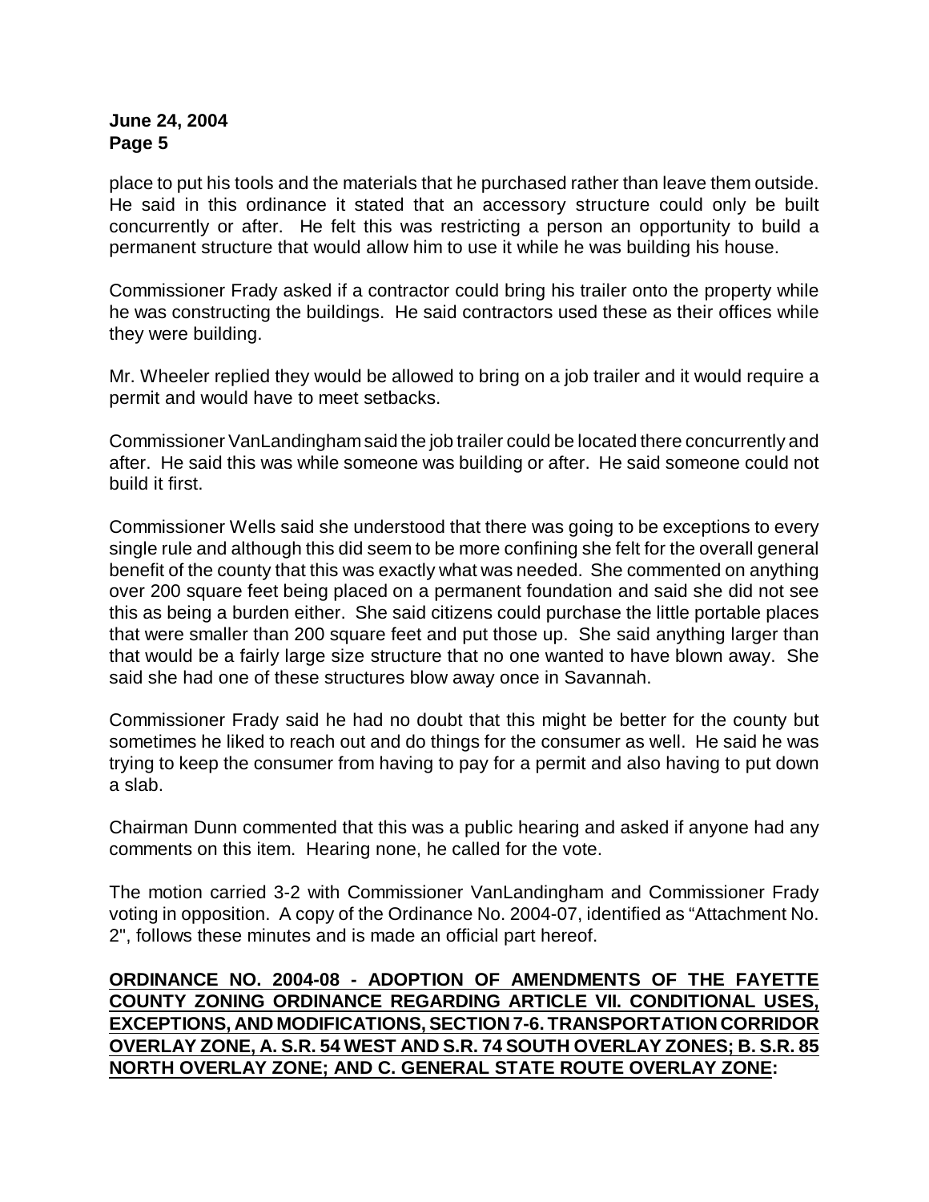place to put his tools and the materials that he purchased rather than leave them outside. He said in this ordinance it stated that an accessory structure could only be built concurrently or after. He felt this was restricting a person an opportunity to build a permanent structure that would allow him to use it while he was building his house.

Commissioner Frady asked if a contractor could bring his trailer onto the property while he was constructing the buildings. He said contractors used these as their offices while they were building.

Mr. Wheeler replied they would be allowed to bring on a job trailer and it would require a permit and would have to meet setbacks.

Commissioner VanLandingham said the job trailer could be located there concurrently and after. He said this was while someone was building or after. He said someone could not build it first.

Commissioner Wells said she understood that there was going to be exceptions to every single rule and although this did seem to be more confining she felt for the overall general benefit of the county that this was exactly what was needed. She commented on anything over 200 square feet being placed on a permanent foundation and said she did not see this as being a burden either. She said citizens could purchase the little portable places that were smaller than 200 square feet and put those up. She said anything larger than that would be a fairly large size structure that no one wanted to have blown away. She said she had one of these structures blow away once in Savannah.

Commissioner Frady said he had no doubt that this might be better for the county but sometimes he liked to reach out and do things for the consumer as well. He said he was trying to keep the consumer from having to pay for a permit and also having to put down a slab.

Chairman Dunn commented that this was a public hearing and asked if anyone had any comments on this item. Hearing none, he called for the vote.

The motion carried 3-2 with Commissioner VanLandingham and Commissioner Frady voting in opposition. A copy of the Ordinance No. 2004-07, identified as "Attachment No. 2", follows these minutes and is made an official part hereof.

**ORDINANCE NO. 2004-08 - ADOPTION OF AMENDMENTS OF THE FAYETTE COUNTY ZONING ORDINANCE REGARDING ARTICLE VII. CONDITIONAL USES, EXCEPTIONS, AND MODIFICATIONS, SECTION 7-6. TRANSPORTATION CORRIDOR OVERLAY ZONE, A. S.R. 54 WEST AND S.R. 74 SOUTH OVERLAY ZONES; B. S.R. 85 NORTH OVERLAY ZONE; AND C. GENERAL STATE ROUTE OVERLAY ZONE:**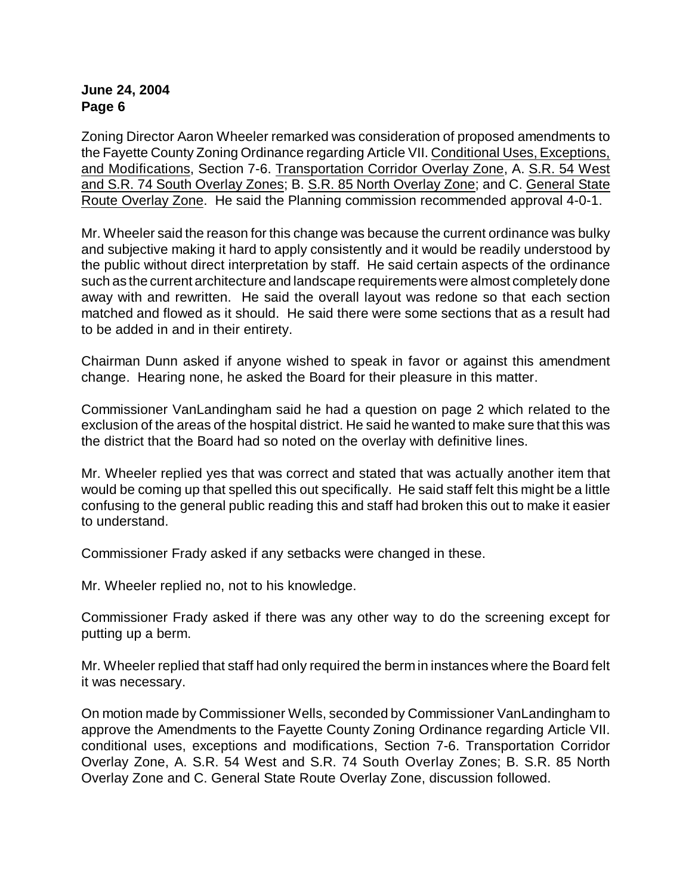Zoning Director Aaron Wheeler remarked was consideration of proposed amendments to the Fayette County Zoning Ordinance regarding Article VII. Conditional Uses, Exceptions, and Modifications, Section 7-6. Transportation Corridor Overlay Zone, A. S.R. 54 West and S.R. 74 South Overlay Zones; B. S.R. 85 North Overlay Zone; and C. General State Route Overlay Zone. He said the Planning commission recommended approval 4-0-1.

Mr. Wheeler said the reason for this change was because the current ordinance was bulky and subjective making it hard to apply consistently and it would be readily understood by the public without direct interpretation by staff. He said certain aspects of the ordinance such as the current architecture and landscape requirements were almost completely done away with and rewritten. He said the overall layout was redone so that each section matched and flowed as it should. He said there were some sections that as a result had to be added in and in their entirety.

Chairman Dunn asked if anyone wished to speak in favor or against this amendment change. Hearing none, he asked the Board for their pleasure in this matter.

Commissioner VanLandingham said he had a question on page 2 which related to the exclusion of the areas of the hospital district. He said he wanted to make sure that this was the district that the Board had so noted on the overlay with definitive lines.

Mr. Wheeler replied yes that was correct and stated that was actually another item that would be coming up that spelled this out specifically. He said staff felt this might be a little confusing to the general public reading this and staff had broken this out to make it easier to understand.

Commissioner Frady asked if any setbacks were changed in these.

Mr. Wheeler replied no, not to his knowledge.

Commissioner Frady asked if there was any other way to do the screening except for putting up a berm.

Mr. Wheeler replied that staff had only required the berm in instances where the Board felt it was necessary.

On motion made by Commissioner Wells, seconded by Commissioner VanLandingham to approve the Amendments to the Fayette County Zoning Ordinance regarding Article VII. conditional uses, exceptions and modifications, Section 7-6. Transportation Corridor Overlay Zone, A. S.R. 54 West and S.R. 74 South Overlay Zones; B. S.R. 85 North Overlay Zone and C. General State Route Overlay Zone, discussion followed.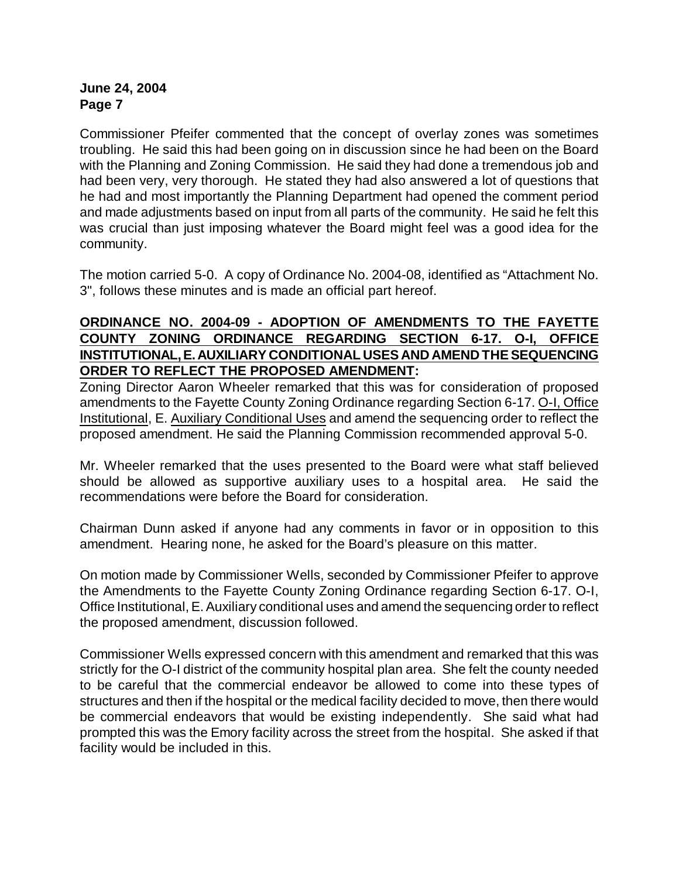Commissioner Pfeifer commented that the concept of overlay zones was sometimes troubling. He said this had been going on in discussion since he had been on the Board with the Planning and Zoning Commission. He said they had done a tremendous job and had been very, very thorough. He stated they had also answered a lot of questions that he had and most importantly the Planning Department had opened the comment period and made adjustments based on input from all parts of the community. He said he felt this was crucial than just imposing whatever the Board might feel was a good idea for the community.

The motion carried 5-0. A copy of Ordinance No. 2004-08, identified as "Attachment No. 3", follows these minutes and is made an official part hereof.

**ORDINANCE NO. 2004-09 - ADOPTION OF AMENDMENTS TO THE FAYETTE COUNTY ZONING ORDINANCE REGARDING SECTION 6-17. O-I, OFFICE INSTITUTIONAL, E. AUXILIARY CONDITIONAL USES AND AMEND THE SEQUENCING ORDER TO REFLECT THE PROPOSED AMENDMENT:**

Zoning Director Aaron Wheeler remarked that this was for consideration of proposed amendments to the Fayette County Zoning Ordinance regarding Section 6-17. O-I, Office Institutional, E. Auxiliary Conditional Uses and amend the sequencing order to reflect the proposed amendment. He said the Planning Commission recommended approval 5-0.

Mr. Wheeler remarked that the uses presented to the Board were what staff believed should be allowed as supportive auxiliary uses to a hospital area. He said the recommendations were before the Board for consideration.

Chairman Dunn asked if anyone had any comments in favor or in opposition to this amendment. Hearing none, he asked for the Board's pleasure on this matter.

On motion made by Commissioner Wells, seconded by Commissioner Pfeifer to approve the Amendments to the Fayette County Zoning Ordinance regarding Section 6-17. O-I, Office Institutional, E. Auxiliary conditional uses and amend the sequencing order to reflect the proposed amendment, discussion followed.

Commissioner Wells expressed concern with this amendment and remarked that this was strictly for the O-I district of the community hospital plan area. She felt the county needed to be careful that the commercial endeavor be allowed to come into these types of structures and then if the hospital or the medical facility decided to move, then there would be commercial endeavors that would be existing independently. She said what had prompted this was the Emory facility across the street from the hospital. She asked if that facility would be included in this.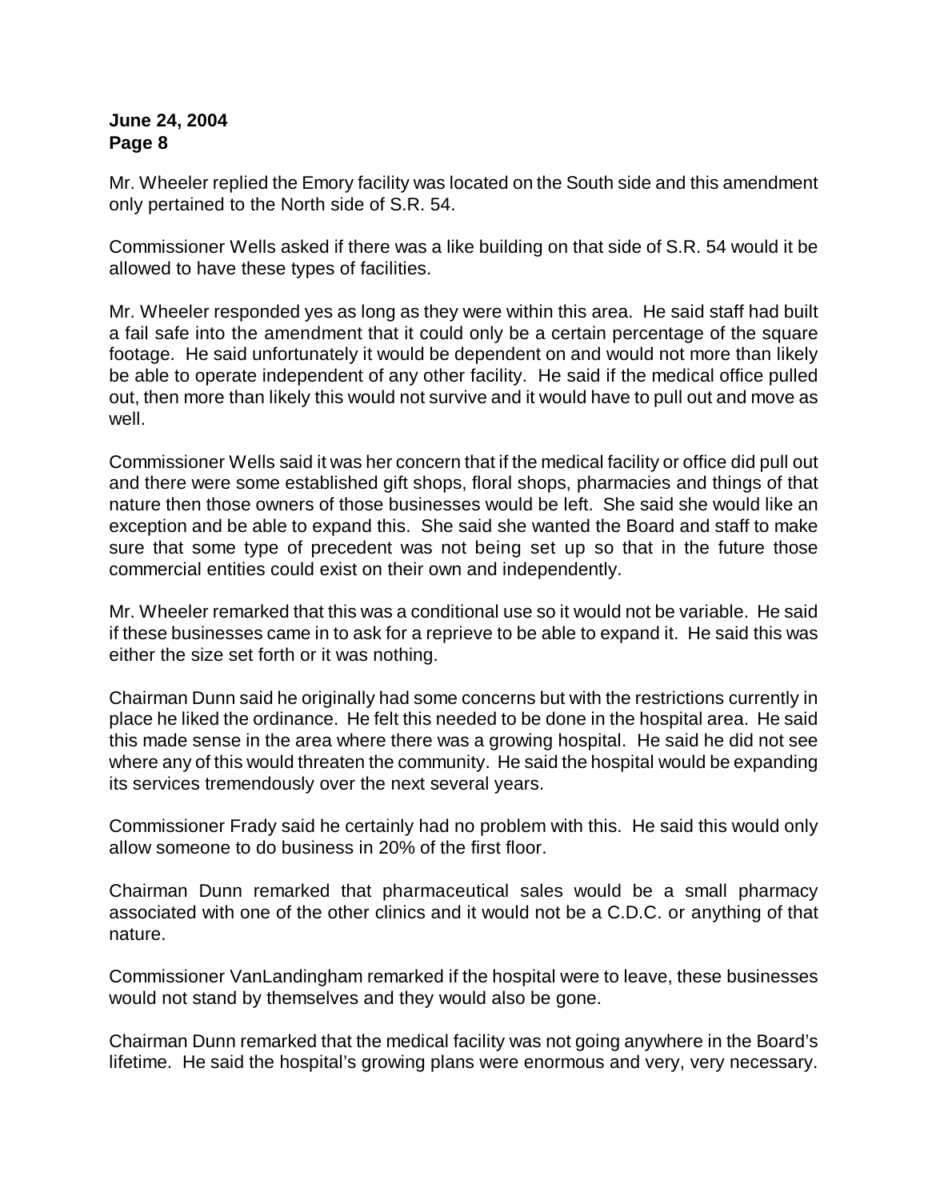Mr. Wheeler replied the Emory facility was located on the South side and this amendment only pertained to the North side of S.R. 54.

Commissioner Wells asked if there was a like building on that side of S.R. 54 would it be allowed to have these types of facilities.

Mr. Wheeler responded yes as long as they were within this area. He said staff had built a fail safe into the amendment that it could only be a certain percentage of the square footage. He said unfortunately it would be dependent on and would not more than likely be able to operate independent of any other facility. He said if the medical office pulled out, then more than likely this would not survive and it would have to pull out and move as well.

Commissioner Wells said it was her concern that if the medical facility or office did pull out and there were some established gift shops, floral shops, pharmacies and things of that nature then those owners of those businesses would be left. She said she would like an exception and be able to expand this. She said she wanted the Board and staff to make sure that some type of precedent was not being set up so that in the future those commercial entities could exist on their own and independently.

Mr. Wheeler remarked that this was a conditional use so it would not be variable. He said if these businesses came in to ask for a reprieve to be able to expand it. He said this was either the size set forth or it was nothing.

Chairman Dunn said he originally had some concerns but with the restrictions currently in place he liked the ordinance. He felt this needed to be done in the hospital area. He said this made sense in the area where there was a growing hospital. He said he did not see where any of this would threaten the community. He said the hospital would be expanding its services tremendously over the next several years.

Commissioner Frady said he certainly had no problem with this. He said this would only allow someone to do business in 20% of the first floor.

Chairman Dunn remarked that pharmaceutical sales would be a small pharmacy associated with one of the other clinics and it would not be a C.D.C. or anything of that nature.

Commissioner VanLandingham remarked if the hospital were to leave, these businesses would not stand by themselves and they would also be gone.

Chairman Dunn remarked that the medical facility was not going anywhere in the Board's lifetime. He said the hospital's growing plans were enormous and very, very necessary.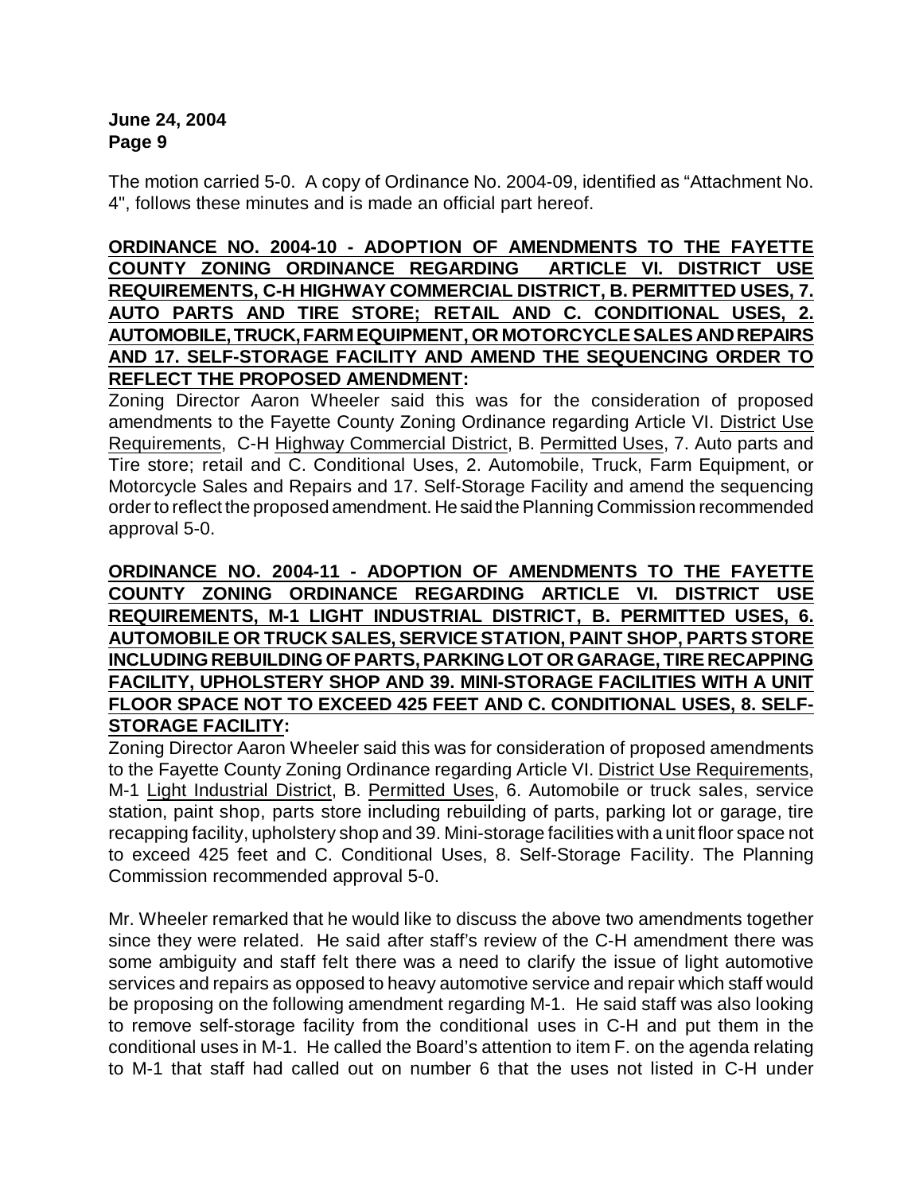The motion carried 5-0. A copy of Ordinance No. 2004-09, identified as "Attachment No. 4", follows these minutes and is made an official part hereof.

**ORDINANCE NO. 2004-10 - ADOPTION OF AMENDMENTS TO THE FAYETTE COUNTY ZONING ORDINANCE REGARDING ARTICLE VI. DISTRICT USE REQUIREMENTS, C-H HIGHWAY COMMERCIAL DISTRICT, B. PERMITTED USES, 7. AUTO PARTS AND TIRE STORE; RETAIL AND C. CONDITIONAL USES, 2. AUTOMOBILE, TRUCK, FARM EQUIPMENT, OR MOTORCYCLE SALES AND REPAIRS AND 17. SELF-STORAGE FACILITY AND AMEND THE SEQUENCING ORDER TO REFLECT THE PROPOSED AMENDMENT:**

Zoning Director Aaron Wheeler said this was for the consideration of proposed amendments to the Fayette County Zoning Ordinance regarding Article VI. District Use Requirements, C-H Highway Commercial District, B. Permitted Uses, 7. Auto parts and Tire store; retail and C. Conditional Uses, 2. Automobile, Truck, Farm Equipment, or Motorcycle Sales and Repairs and 17. Self-Storage Facility and amend the sequencing order to reflect the proposed amendment. He said the Planning Commission recommended approval 5-0.

**ORDINANCE NO. 2004-11 - ADOPTION OF AMENDMENTS TO THE FAYETTE COUNTY ZONING ORDINANCE REGARDING ARTICLE VI. DISTRICT USE REQUIREMENTS, M-1 LIGHT INDUSTRIAL DISTRICT, B. PERMITTED USES, 6. AUTOMOBILE OR TRUCK SALES, SERVICE STATION, PAINT SHOP, PARTS STORE INCLUDING REBUILDING OF PARTS, PARKING LOT OR GARAGE, TIRE RECAPPING FACILITY, UPHOLSTERY SHOP AND 39. MINI-STORAGE FACILITIES WITH A UNIT FLOOR SPACE NOT TO EXCEED 425 FEET AND C. CONDITIONAL USES, 8. SELF-STORAGE FACILITY:**

Zoning Director Aaron Wheeler said this was for consideration of proposed amendments to the Fayette County Zoning Ordinance regarding Article VI. District Use Requirements, M-1 Light Industrial District, B. Permitted Uses, 6. Automobile or truck sales, service station, paint shop, parts store including rebuilding of parts, parking lot or garage, tire recapping facility, upholstery shop and 39. Mini-storage facilities with a unit floor space not to exceed 425 feet and C. Conditional Uses, 8. Self-Storage Facility. The Planning Commission recommended approval 5-0.

Mr. Wheeler remarked that he would like to discuss the above two amendments together since they were related. He said after staff's review of the C-H amendment there was some ambiguity and staff felt there was a need to clarify the issue of light automotive services and repairs as opposed to heavy automotive service and repair which staff would be proposing on the following amendment regarding M-1. He said staff was also looking to remove self-storage facility from the conditional uses in C-H and put them in the conditional uses in M-1. He called the Board's attention to item F. on the agenda relating to M-1 that staff had called out on number 6 that the uses not listed in C-H under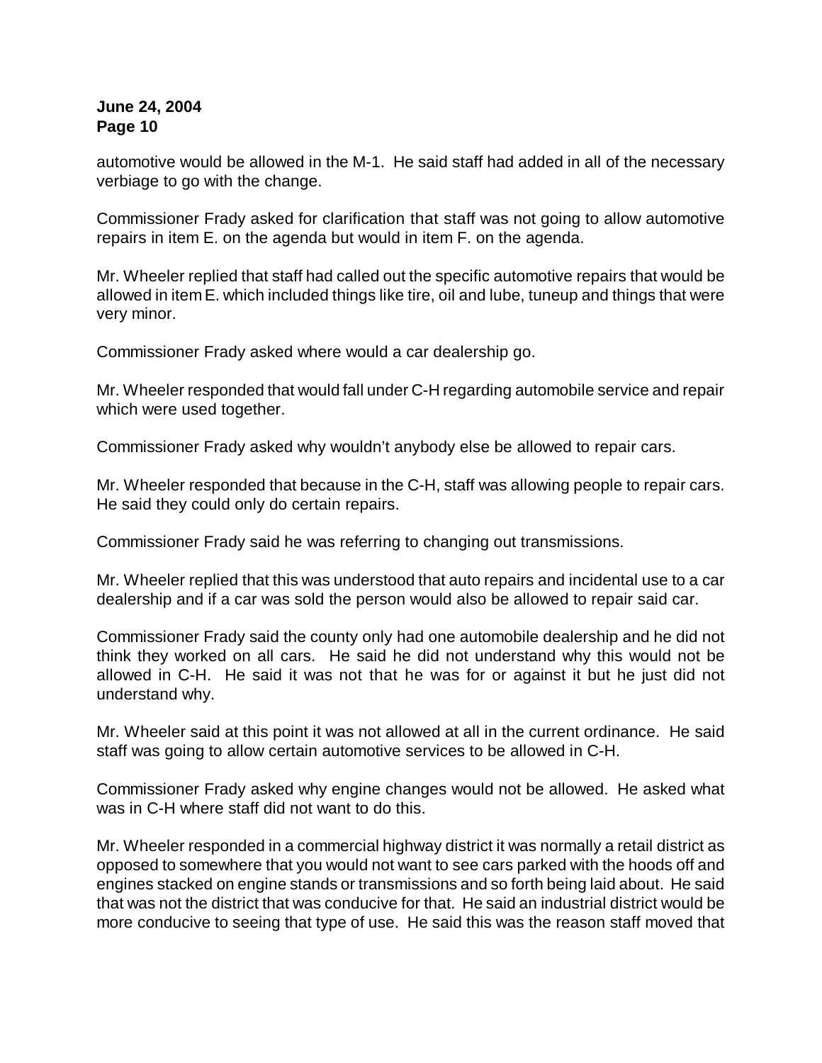automotive would be allowed in the M-1. He said staff had added in all of the necessary verbiage to go with the change.

Commissioner Frady asked for clarification that staff was not going to allow automotive repairs in item E. on the agenda but would in item F. on the agenda.

Mr. Wheeler replied that staff had called out the specific automotive repairs that would be allowed in item E. which included things like tire, oil and lube, tuneup and things that were very minor.

Commissioner Frady asked where would a car dealership go.

Mr. Wheeler responded that would fall under C-H regarding automobile service and repair which were used together.

Commissioner Frady asked why wouldn't anybody else be allowed to repair cars.

Mr. Wheeler responded that because in the C-H, staff was allowing people to repair cars. He said they could only do certain repairs.

Commissioner Frady said he was referring to changing out transmissions.

Mr. Wheeler replied that this was understood that auto repairs and incidental use to a car dealership and if a car was sold the person would also be allowed to repair said car.

Commissioner Frady said the county only had one automobile dealership and he did not think they worked on all cars. He said he did not understand why this would not be allowed in C-H. He said it was not that he was for or against it but he just did not understand why.

Mr. Wheeler said at this point it was not allowed at all in the current ordinance. He said staff was going to allow certain automotive services to be allowed in C-H.

Commissioner Frady asked why engine changes would not be allowed. He asked what was in C-H where staff did not want to do this.

Mr. Wheeler responded in a commercial highway district it was normally a retail district as opposed to somewhere that you would not want to see cars parked with the hoods off and engines stacked on engine stands or transmissions and so forth being laid about. He said that was not the district that was conducive for that. He said an industrial district would be more conducive to seeing that type of use. He said this was the reason staff moved that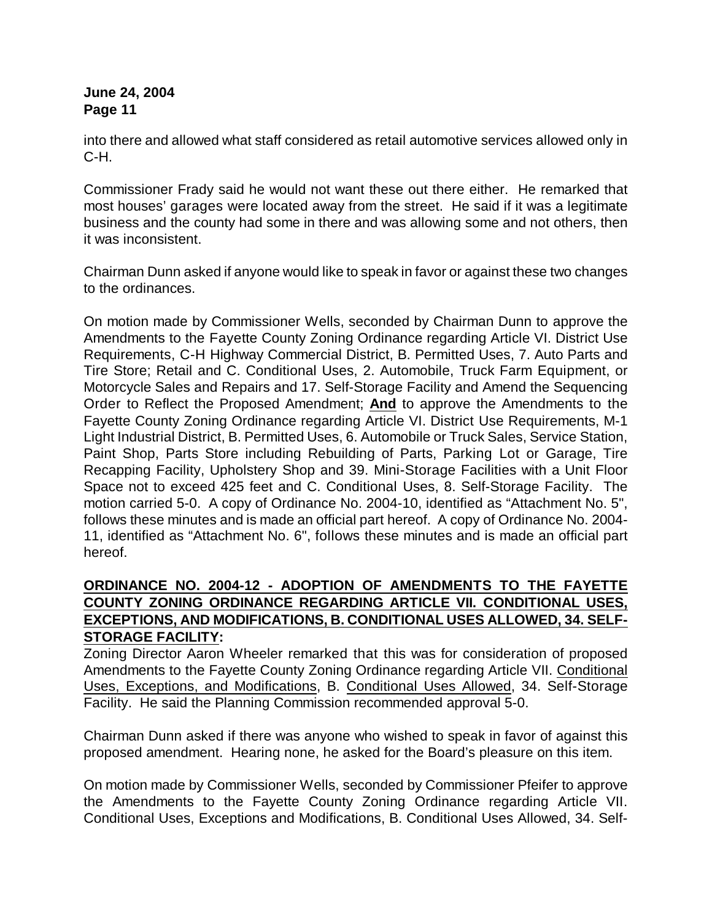into there and allowed what staff considered as retail automotive services allowed only in C-H.

Commissioner Frady said he would not want these out there either. He remarked that most houses' garages were located away from the street. He said if it was a legitimate business and the county had some in there and was allowing some and not others, then it was inconsistent.

Chairman Dunn asked if anyone would like to speak in favor or against these two changes to the ordinances.

On motion made by Commissioner Wells, seconded by Chairman Dunn to approve the Amendments to the Fayette County Zoning Ordinance regarding Article VI. District Use Requirements, C-H Highway Commercial District, B. Permitted Uses, 7. Auto Parts and Tire Store; Retail and C. Conditional Uses, 2. Automobile, Truck Farm Equipment, or Motorcycle Sales and Repairs and 17. Self-Storage Facility and Amend the Sequencing Order to Reflect the Proposed Amendment; **And** to approve the Amendments to the Fayette County Zoning Ordinance regarding Article VI. District Use Requirements, M-1 Light Industrial District, B. Permitted Uses, 6. Automobile or Truck Sales, Service Station, Paint Shop, Parts Store including Rebuilding of Parts, Parking Lot or Garage, Tire Recapping Facility, Upholstery Shop and 39. Mini-Storage Facilities with a Unit Floor Space not to exceed 425 feet and C. Conditional Uses, 8. Self-Storage Facility. The motion carried 5-0. A copy of Ordinance No. 2004-10, identified as "Attachment No. 5", follows these minutes and is made an official part hereof. A copy of Ordinance No. 2004-11, identified as "Attachment No. 6", follows these minutes and is made an official part hereof.

**ORDINANCE NO. 2004-12 - ADOPTION OF AMENDMENTS TO THE FAYETTE COUNTY ZONING ORDINANCE REGARDING ARTICLE VII. CONDITIONAL USES, EXCEPTIONS, AND MODIFICATIONS, B. CONDITIONAL USES ALLOWED, 34. SELF-STORAGE FACILITY:**

Zoning Director Aaron Wheeler remarked that this was for consideration of proposed Amendments to the Fayette County Zoning Ordinance regarding Article VII. Conditional Uses, Exceptions, and Modifications, B. Conditional Uses Allowed, 34. Self-Storage Facility. He said the Planning Commission recommended approval 5-0.

Chairman Dunn asked if there was anyone who wished to speak in favor of against this proposed amendment. Hearing none, he asked for the Board's pleasure on this item.

On motion made by Commissioner Wells, seconded by Commissioner Pfeifer to approve the Amendments to the Fayette County Zoning Ordinance regarding Article VII. Conditional Uses, Exceptions and Modifications, B. Conditional Uses Allowed, 34. Self-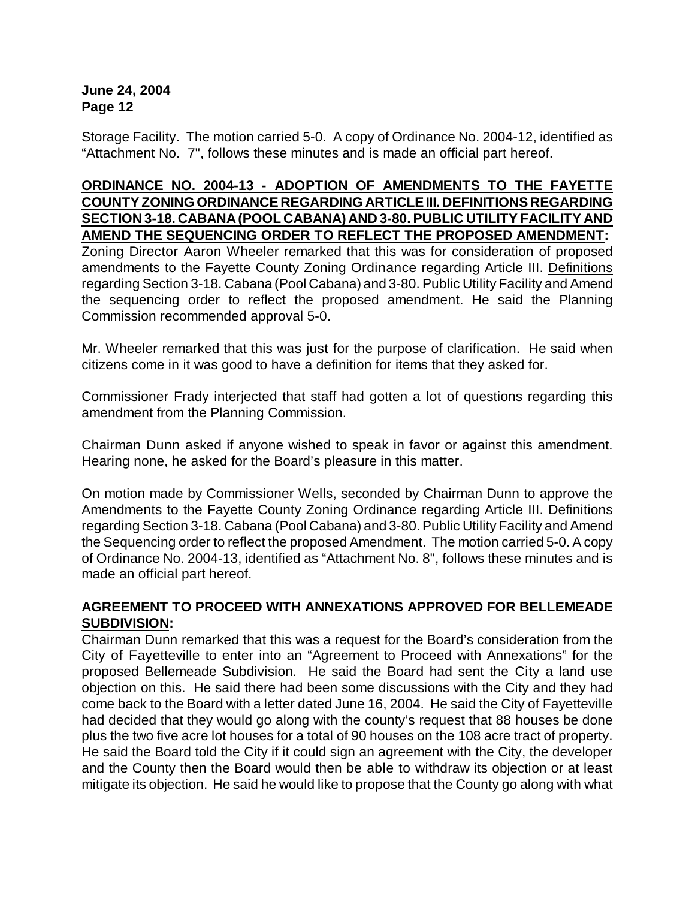Storage Facility. The motion carried 5-0. A copy of Ordinance No. 2004-12, identified as "Attachment No. 7", follows these minutes and is made an official part hereof.

**ORDINANCE NO. 2004-13 - ADOPTION OF AMENDMENTS TO THE FAYETTE COUNTY ZONING ORDINANCE REGARDING ARTICLE III. DEFINITIONS REGARDING SECTION 3-18. CABANA (POOL CABANA) AND 3-80. PUBLIC UTILITY FACILITY AND AMEND THE SEQUENCING ORDER TO REFLECT THE PROPOSED AMENDMENT:**

Zoning Director Aaron Wheeler remarked that this was for consideration of proposed amendments to the Fayette County Zoning Ordinance regarding Article III. Definitions regarding Section 3-18. Cabana (Pool Cabana) and 3-80. Public Utility Facility and Amend the sequencing order to reflect the proposed amendment. He said the Planning Commission recommended approval 5-0.

Mr. Wheeler remarked that this was just for the purpose of clarification. He said when citizens come in it was good to have a definition for items that they asked for.

Commissioner Frady interjected that staff had gotten a lot of questions regarding this amendment from the Planning Commission.

Chairman Dunn asked if anyone wished to speak in favor or against this amendment. Hearing none, he asked for the Board's pleasure in this matter.

On motion made by Commissioner Wells, seconded by Chairman Dunn to approve the Amendments to the Fayette County Zoning Ordinance regarding Article III. Definitions regarding Section 3-18. Cabana (Pool Cabana) and 3-80. Public Utility Facility and Amend the Sequencing order to reflect the proposed Amendment. The motion carried 5-0. A copy of Ordinance No. 2004-13, identified as "Attachment No. 8", follows these minutes and is made an official part hereof.

**AGREEMENT TO PROCEED WITH ANNEXATIONS APPROVED FOR BELLEMEADE SUBDIVISION:**

Chairman Dunn remarked that this was a request for the Board's consideration from the City of Fayetteville to enter into an "Agreement to Proceed with Annexations" for the proposed Bellemeade Subdivision. He said the Board had sent the City a land use objection on this. He said there had been some discussions with the City and they had come back to the Board with a letter dated June 16, 2004. He said the City of Fayetteville had decided that they would go along with the county's request that 88 houses be done plus the two five acre lot houses for a total of 90 houses on the 108 acre tract of property. He said the Board told the City if it could sign an agreement with the City, the developer and the County then the Board would then be able to withdraw its objection or at least mitigate its objection. He said he would like to propose that the County go along with what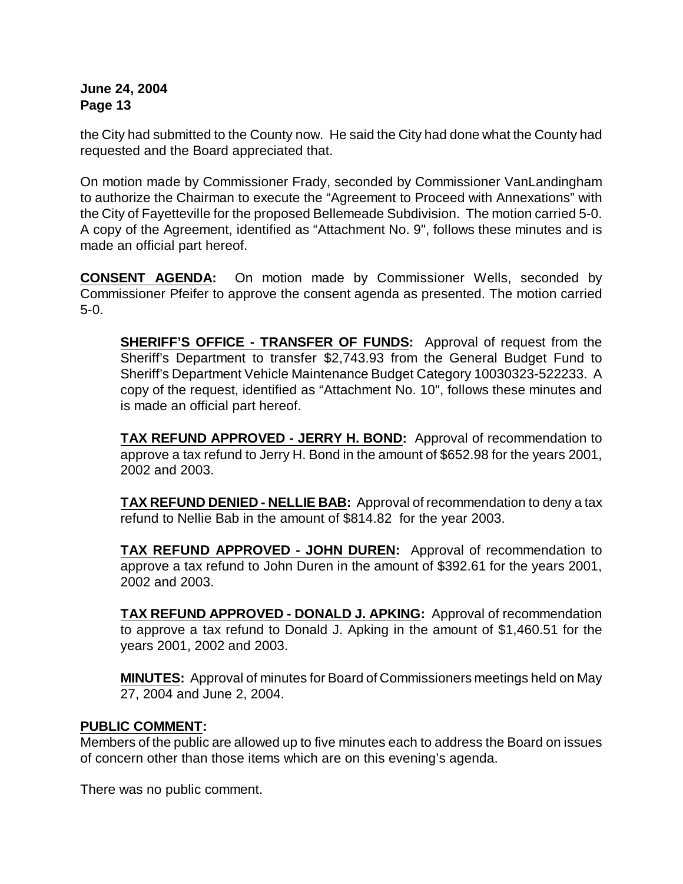the City had submitted to the County now. He said the City had done what the County had requested and the Board appreciated that.

On motion made by Commissioner Frady, seconded by Commissioner VanLandingham to authorize the Chairman to execute the "Agreement to Proceed with Annexations" with the City of Fayetteville for the proposed Bellemeade Subdivision. The motion carried 5-0. A copy of the Agreement, identified as "Attachment No. 9", follows these minutes and is made an official part hereof.

**CONSENT AGENDA:** On motion made by Commissioner Wells, seconded by Commissioner Pfeifer to approve the consent agenda as presented. The motion carried 5-0.

> **SHERIFF'S OFFICE - TRANSFER OF FUNDS:** Approval of request from the Sheriff's Department to transfer $2,743.93 from the General Budget Fund to Sheriff's Department Vehicle Maintenance Budget Category 10030323-522233. A copy of the request, identified as "Attachment No. 10", follows these minutes and is made an official part hereof.
>
> **TAX REFUND APPROVED - JERRY H. BOND:** Approval of recommendation to approve a tax refund to Jerry H. Bond in the amount of $652.98 for the years 2001, 2002 and 2003.
>
> **TAX REFUND DENIED - NELLIE BAB:** Approval of recommendation to deny a tax refund to Nellie Bab in the amount of $814.82 for the year 2003.
>
> **TAX REFUND APPROVED - JOHN DUREN:** Approval of recommendation to approve a tax refund to John Duren in the amount of $392.61 for the years 2001, 2002 and 2003.
>
> **TAX REFUND APPROVED - DONALD J. APKING:** Approval of recommendation to approve a tax refund to Donald J. Apking in the amount of $1,460.51 for the years 2001, 2002 and 2003.
>
> **MINUTES:** Approval of minutes for Board of Commissioners meetings held on May 27, 2004 and June 2, 2004.

**PUBLIC COMMENT:**

Members of the public are allowed up to five minutes each to address the Board on issues of concern other than those items which are on this evening's agenda.

There was no public comment.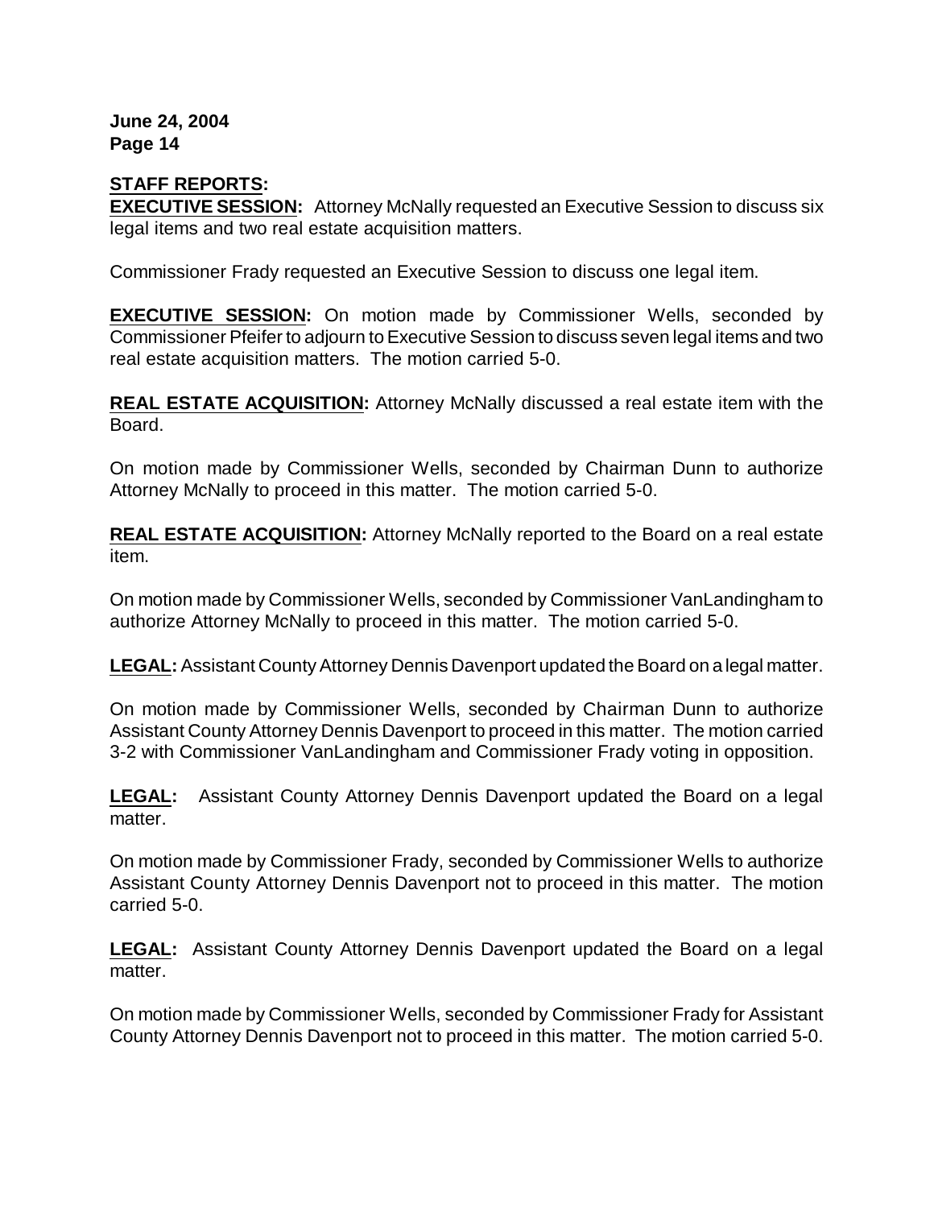**STAFF REPORTS:**

**EXECUTIVE SESSION:** Attorney McNally requested an Executive Session to discuss six legal items and two real estate acquisition matters.

Commissioner Frady requested an Executive Session to discuss one legal item.

**EXECUTIVE SESSION:** On motion made by Commissioner Wells, seconded by Commissioner Pfeifer to adjourn to Executive Session to discuss seven legal items and two real estate acquisition matters. The motion carried 5-0.

**REAL ESTATE ACQUISITION:** Attorney McNally discussed a real estate item with the Board.

On motion made by Commissioner Wells, seconded by Chairman Dunn to authorize Attorney McNally to proceed in this matter. The motion carried 5-0.

**REAL ESTATE ACQUISITION:** Attorney McNally reported to the Board on a real estate item.

On motion made by Commissioner Wells, seconded by Commissioner VanLandingham to authorize Attorney McNally to proceed in this matter. The motion carried 5-0.

**LEGAL:** Assistant County Attorney Dennis Davenport updated the Board on a legal matter.

On motion made by Commissioner Wells, seconded by Chairman Dunn to authorize Assistant County Attorney Dennis Davenport to proceed in this matter. The motion carried 3-2 with Commissioner VanLandingham and Commissioner Frady voting in opposition.

**LEGAL:** Assistant County Attorney Dennis Davenport updated the Board on a legal matter.

On motion made by Commissioner Frady, seconded by Commissioner Wells to authorize Assistant County Attorney Dennis Davenport not to proceed in this matter. The motion carried 5-0.

**LEGAL:** Assistant County Attorney Dennis Davenport updated the Board on a legal matter.

On motion made by Commissioner Wells, seconded by Commissioner Frady for Assistant County Attorney Dennis Davenport not to proceed in this matter. The motion carried 5-0.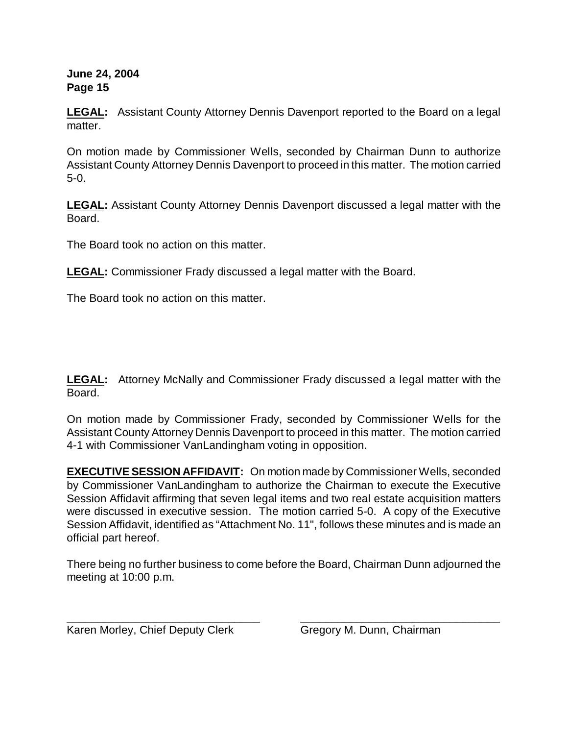**LEGAL:** Assistant County Attorney Dennis Davenport reported to the Board on a legal matter.

On motion made by Commissioner Wells, seconded by Chairman Dunn to authorize Assistant County Attorney Dennis Davenport to proceed in this matter. The motion carried 5-0.

**LEGAL:** Assistant County Attorney Dennis Davenport discussed a legal matter with the Board.

The Board took no action on this matter.

**LEGAL:** Commissioner Frady discussed a legal matter with the Board.

The Board took no action on this matter.

**LEGAL:** Attorney McNally and Commissioner Frady discussed a legal matter with the Board.

On motion made by Commissioner Frady, seconded by Commissioner Wells for the Assistant County Attorney Dennis Davenport to proceed in this matter. The motion carried 4-1 with Commissioner VanLandingham voting in opposition.

**EXECUTIVE SESSION AFFIDAVIT:** On motion made by Commissioner Wells, seconded by Commissioner VanLandingham to authorize the Chairman to execute the Executive Session Affidavit affirming that seven legal items and two real estate acquisition matters were discussed in executive session. The motion carried 5-0. A copy of the Executive Session Affidavit, identified as "Attachment No. 11", follows these minutes and is made an official part hereof.

There being no further business to come before the Board, Chairman Dunn adjourned the meeting at 10:00 p.m.

\_\_\_\_\_\_\_\_\_\_\_\_\_\_\_\_\_\_\_\_\_\_\_\_\_\_\_\_\_\_\_\_ \_\_\_\_\_\_\_\_\_\_\_\_\_\_\_\_\_\_\_\_\_\_\_\_\_\_\_\_\_\_\_\_\_\_

Karen Morley, Chief Deputy Clerk Gregory M. Dunn, Chairman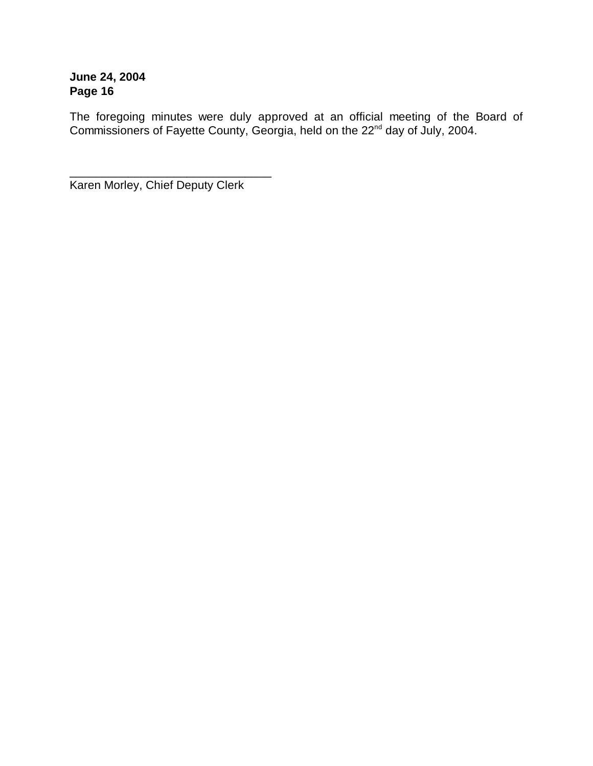The foregoing minutes were duly approved at an official meeting of the Board of Commissioners of Fayette County, Georgia, held on the 22nd day of July, 2004.

\_\_\_\_\_\_\_\_\_\_\_\_\_\_\_\_\_\_\_\_\_\_\_\_\_\_\_\_\_\_\_

Karen Morley, Chief Deputy Clerk